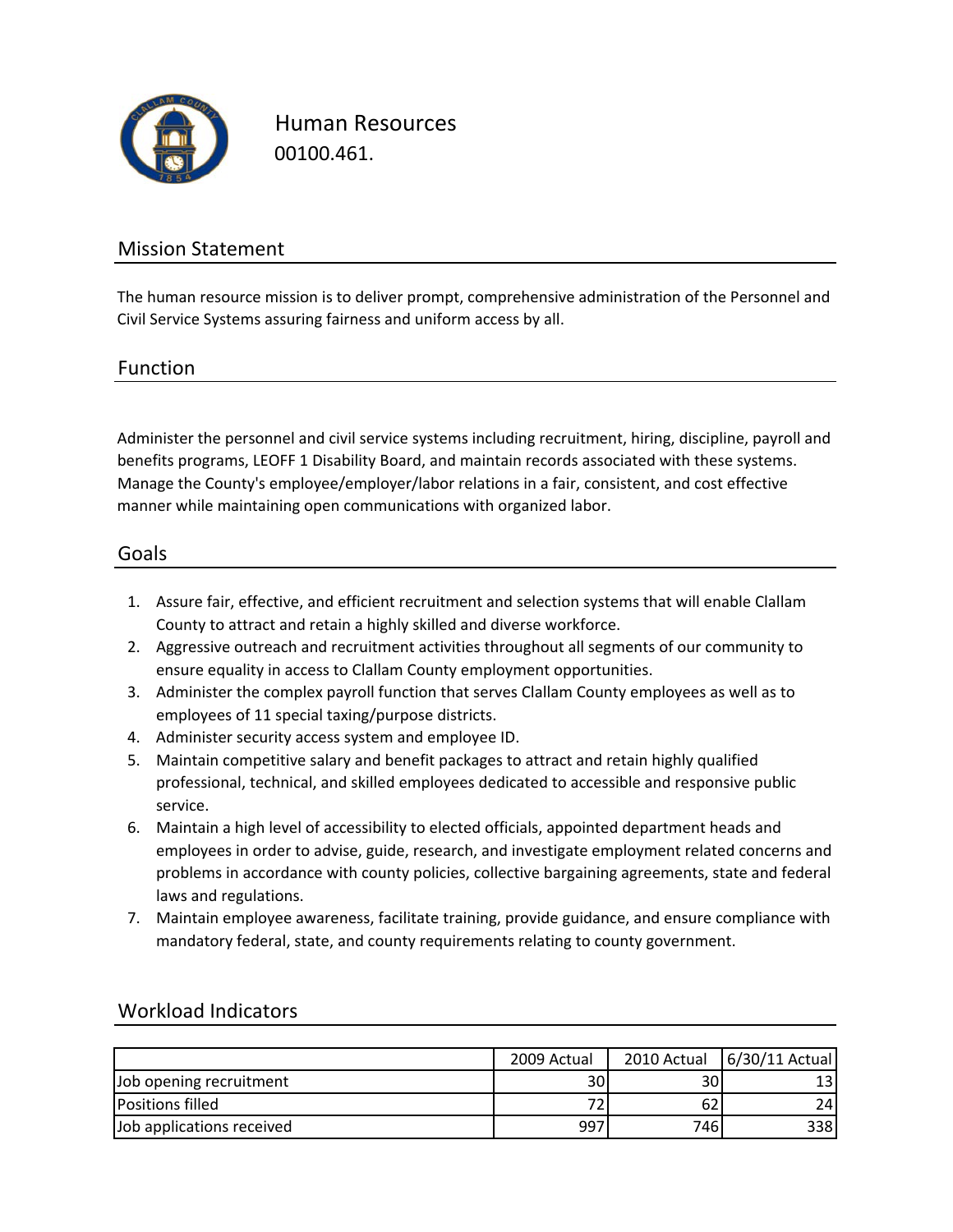# Human Resources

00100.461.

## Mission Statement

The human resource mission is to deliver prompt, comprehensive administration of the Personnel and Civil Service Systems assuring fairness and uniform access by all.

## Function

Administer the personnel and civil service systems including recruitment, hiring, discipline, payroll and benefits programs, LEOFF 1 Disability Board, and maintain records associated with these systems. Manage the County's employee/employer/labor relations in a fair, consistent, and cost effective manner while maintaining open communications with organized labor.

## Goals

1. Assure fair, effective, and efficient recruitment and selection systems that will enable Clallam County to attract and retain a highly skilled and diverse workforce.
2. Aggressive outreach and recruitment activities throughout all segments of our community to ensure equality in access to Clallam County employment opportunities.
3. Administer the complex payroll function that serves Clallam County employees as well as to employees of 11 special taxing/purpose districts.
4. Administer security access system and employee ID.
5. Maintain competitive salary and benefit packages to attract and retain highly qualified professional, technical, and skilled employees dedicated to accessible and responsive public service.
6. Maintain a high level of accessibility to elected officials, appointed department heads and employees in order to advise, guide, research, and investigate employment related concerns and problems in accordance with county policies, collective bargaining agreements, state and federal laws and regulations.
7. Maintain employee awareness, facilitate training, provide guidance, and ensure compliance with mandatory federal, state, and county requirements relating to county government.

## Workload Indicators

| | 2009 Actual | 2010 Actual | 6/30/11 Actual |
|---|---|---|---|
| Job opening recruitment | 30 | 30 | 13 |
| Positions filled | 72 | 62 | 24 |
| Job applications received | 997 | 746 | 338 |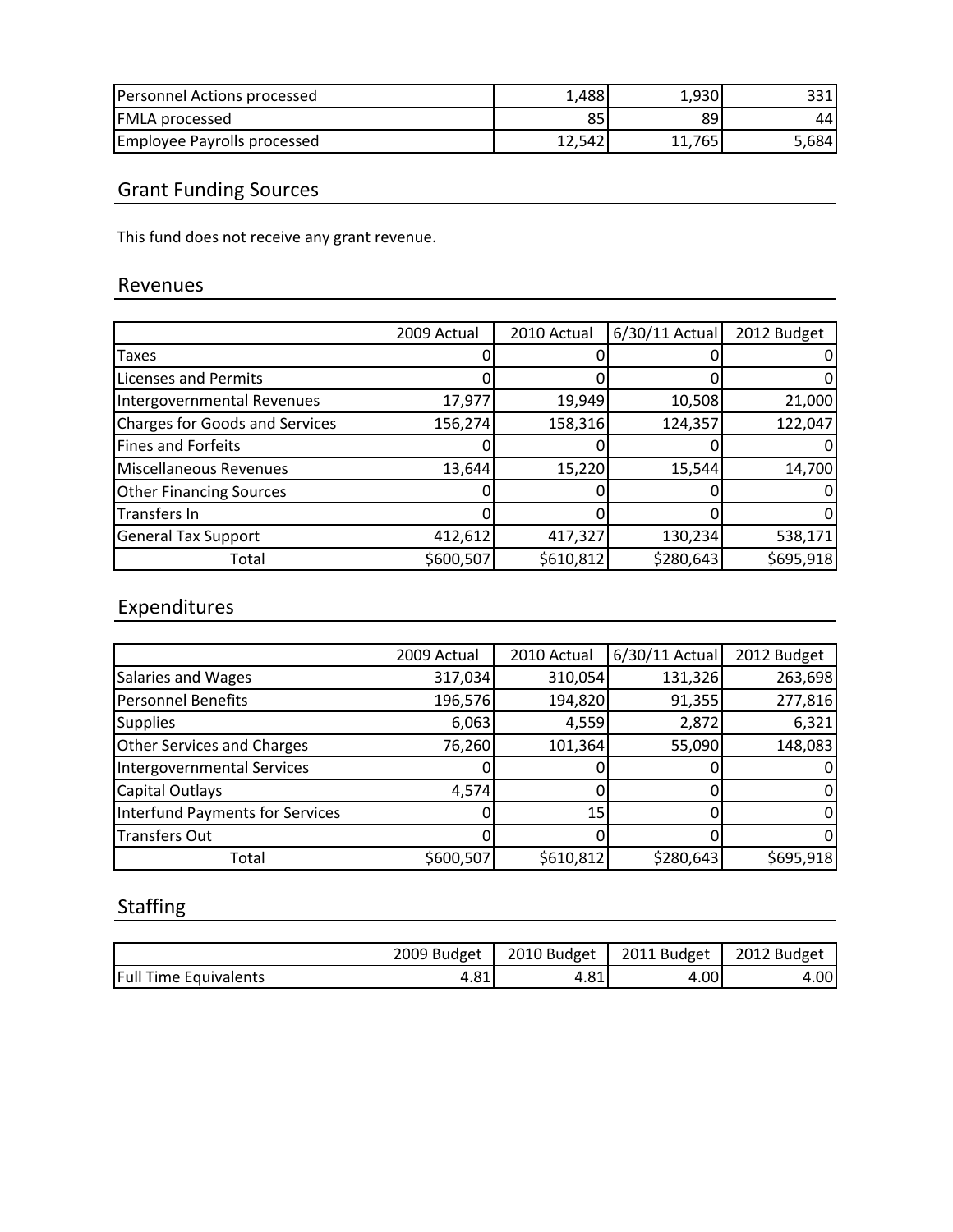| | | | |
|---|---|---|---|
| Personnel Actions processed | 1,488 | 1,930 | 331 |
| FMLA processed | 85 | 89 | 44 |
| Employee Payrolls processed | 12,542 | 11,765 | 5,684 |

## Grant Funding Sources

This fund does not receive any grant revenue.

## Revenues

| | 2009 Actual | 2010 Actual | 6/30/11 Actual | 2012 Budget |
|---|---|---|---|---|
| Taxes | 0 | 0 | 0 | 0 |
| Licenses and Permits | 0 | 0 | 0 | 0 |
| Intergovernmental Revenues | 17,977 | 19,949 | 10,508 | 21,000 |
| Charges for Goods and Services | 156,274 | 158,316 | 124,357 | 122,047 |
| Fines and Forfeits | 0 | 0 | 0 | 0 |
| Miscellaneous Revenues | 13,644 | 15,220 | 15,544 | 14,700 |
| Other Financing Sources | 0 | 0 | 0 | 0 |
| Transfers In | 0 | 0 | 0 | 0 |
| General Tax Support | 412,612 | 417,327 | 130,234 | 538,171 |
| Total | $600,507 | $610,812 | $280,643 | $695,918 |

## Expenditures

| | 2009 Actual | 2010 Actual | 6/30/11 Actual | 2012 Budget |
|---|---|---|---|---|
| Salaries and Wages | 317,034 | 310,054 | 131,326 | 263,698 |
| Personnel Benefits | 196,576 | 194,820 | 91,355 | 277,816 |
| Supplies | 6,063 | 4,559 | 2,872 | 6,321 |
| Other Services and Charges | 76,260 | 101,364 | 55,090 | 148,083 |
| Intergovernmental Services | 0 | 0 | 0 | 0 |
| Capital Outlays | 4,574 | 0 | 0 | 0 |
| Interfund Payments for Services | 0 | 15 | 0 | 0 |
| Transfers Out | 0 | 0 | 0 | 0 |
| Total | $600,507 | $610,812 | $280,643 | $695,918 |

## Staffing

| | 2009 Budget | 2010 Budget | 2011 Budget | 2012 Budget |
|---|---|---|---|---|
| Full Time Equivalents | 4.81 | 4.81 | 4.00 | 4.00 |